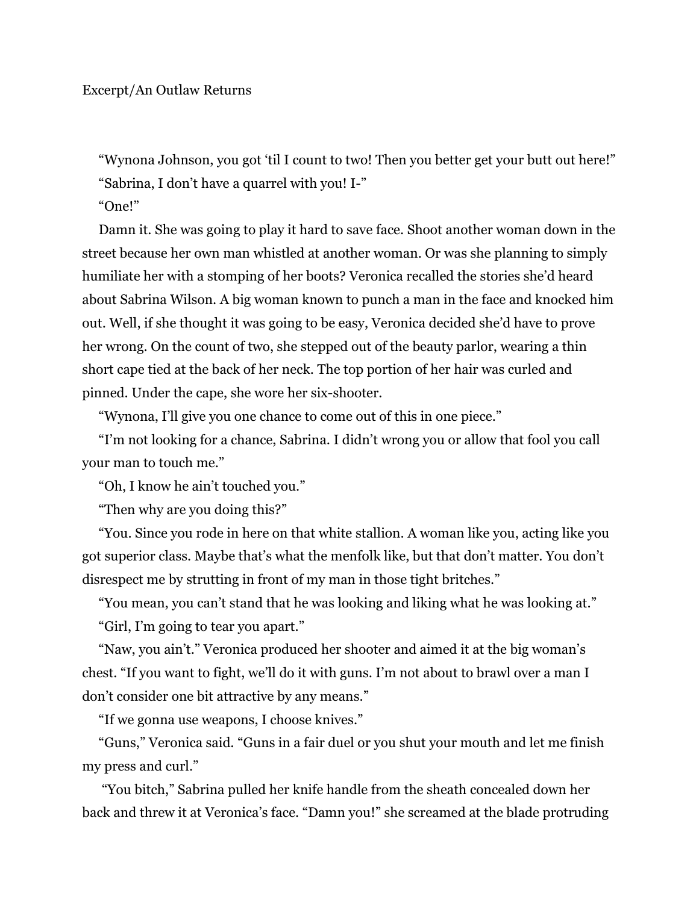Excerpt/An Outlaw Returns

"Wynona Johnson, you got 'til I count to two! Then you better get your butt out here!"

"Sabrina, I don't have a quarrel with you! I-"

"One!"

Damn it. She was going to play it hard to save face. Shoot another woman down in the street because her own man whistled at another woman. Or was she planning to simply humiliate her with a stomping of her boots? Veronica recalled the stories she'd heard about Sabrina Wilson. A big woman known to punch a man in the face and knocked him out. Well, if she thought it was going to be easy, Veronica decided she'd have to prove her wrong. On the count of two, she stepped out of the beauty parlor, wearing a thin short cape tied at the back of her neck. The top portion of her hair was curled and pinned. Under the cape, she wore her six-shooter.

"Wynona, I'll give you one chance to come out of this in one piece."

"I'm not looking for a chance, Sabrina. I didn't wrong you or allow that fool you call your man to touch me."

"Oh, I know he ain't touched you."

"Then why are you doing this?"

"You. Since you rode in here on that white stallion. A woman like you, acting like you got superior class. Maybe that's what the menfolk like, but that don't matter. You don't disrespect me by strutting in front of my man in those tight britches."

"You mean, you can't stand that he was looking and liking what he was looking at."

"Girl, I'm going to tear you apart."

"Naw, you ain't." Veronica produced her shooter and aimed it at the big woman's chest. "If you want to fight, we'll do it with guns. I'm not about to brawl over a man I don't consider one bit attractive by any means."

"If we gonna use weapons, I choose knives."

"Guns," Veronica said. "Guns in a fair duel or you shut your mouth and let me finish my press and curl."

"You bitch," Sabrina pulled her knife handle from the sheath concealed down her back and threw it at Veronica's face. "Damn you!" she screamed at the blade protruding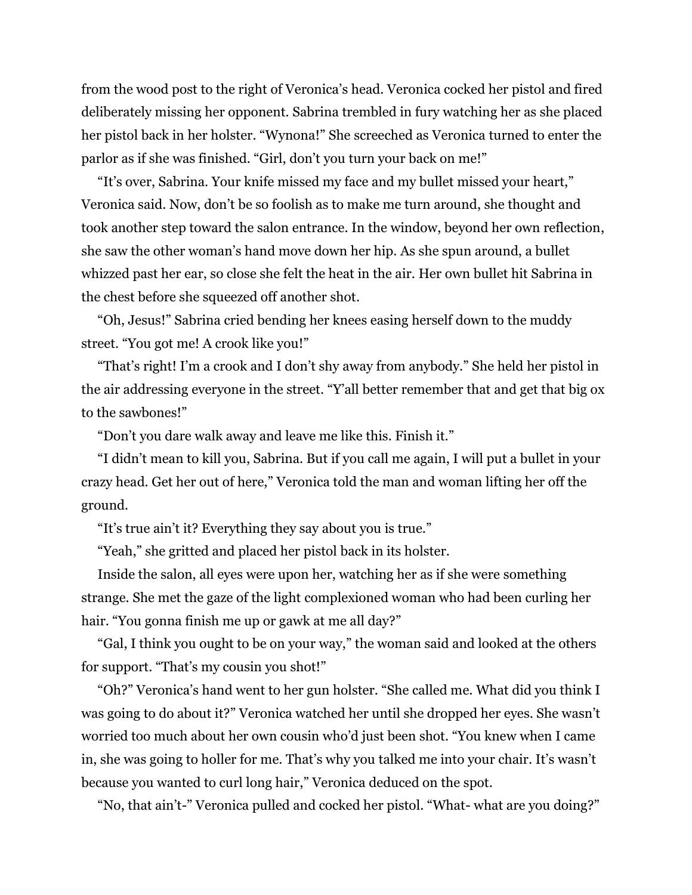from the wood post to the right of Veronica's head. Veronica cocked her pistol and fired deliberately missing her opponent. Sabrina trembled in fury watching her as she placed her pistol back in her holster. "Wynona!" She screeched as Veronica turned to enter the parlor as if she was finished. "Girl, don't you turn your back on me!"

"It's over, Sabrina. Your knife missed my face and my bullet missed your heart," Veronica said. Now, don't be so foolish as to make me turn around, she thought and took another step toward the salon entrance. In the window, beyond her own reflection, she saw the other woman's hand move down her hip. As she spun around, a bullet whizzed past her ear, so close she felt the heat in the air. Her own bullet hit Sabrina in the chest before she squeezed off another shot.

"Oh, Jesus!" Sabrina cried bending her knees easing herself down to the muddy street. "You got me! A crook like you!"

"That's right! I'm a crook and I don't shy away from anybody." She held her pistol in the air addressing everyone in the street. "Y'all better remember that and get that big ox to the sawbones!"

"Don't you dare walk away and leave me like this. Finish it."

"I didn't mean to kill you, Sabrina. But if you call me again, I will put a bullet in your crazy head. Get her out of here," Veronica told the man and woman lifting her off the ground.

"It's true ain't it? Everything they say about you is true."

"Yeah," she gritted and placed her pistol back in its holster.

Inside the salon, all eyes were upon her, watching her as if she were something strange. She met the gaze of the light complexioned woman who had been curling her hair. "You gonna finish me up or gawk at me all day?"

"Gal, I think you ought to be on your way," the woman said and looked at the others for support. "That's my cousin you shot!"

"Oh?" Veronica's hand went to her gun holster. "She called me. What did you think I was going to do about it?" Veronica watched her until she dropped her eyes. She wasn't worried too much about her own cousin who'd just been shot. "You knew when I came in, she was going to holler for me. That's why you talked me into your chair. It's wasn't because you wanted to curl long hair," Veronica deduced on the spot.

"No, that ain't-" Veronica pulled and cocked her pistol. "What- what are you doing?"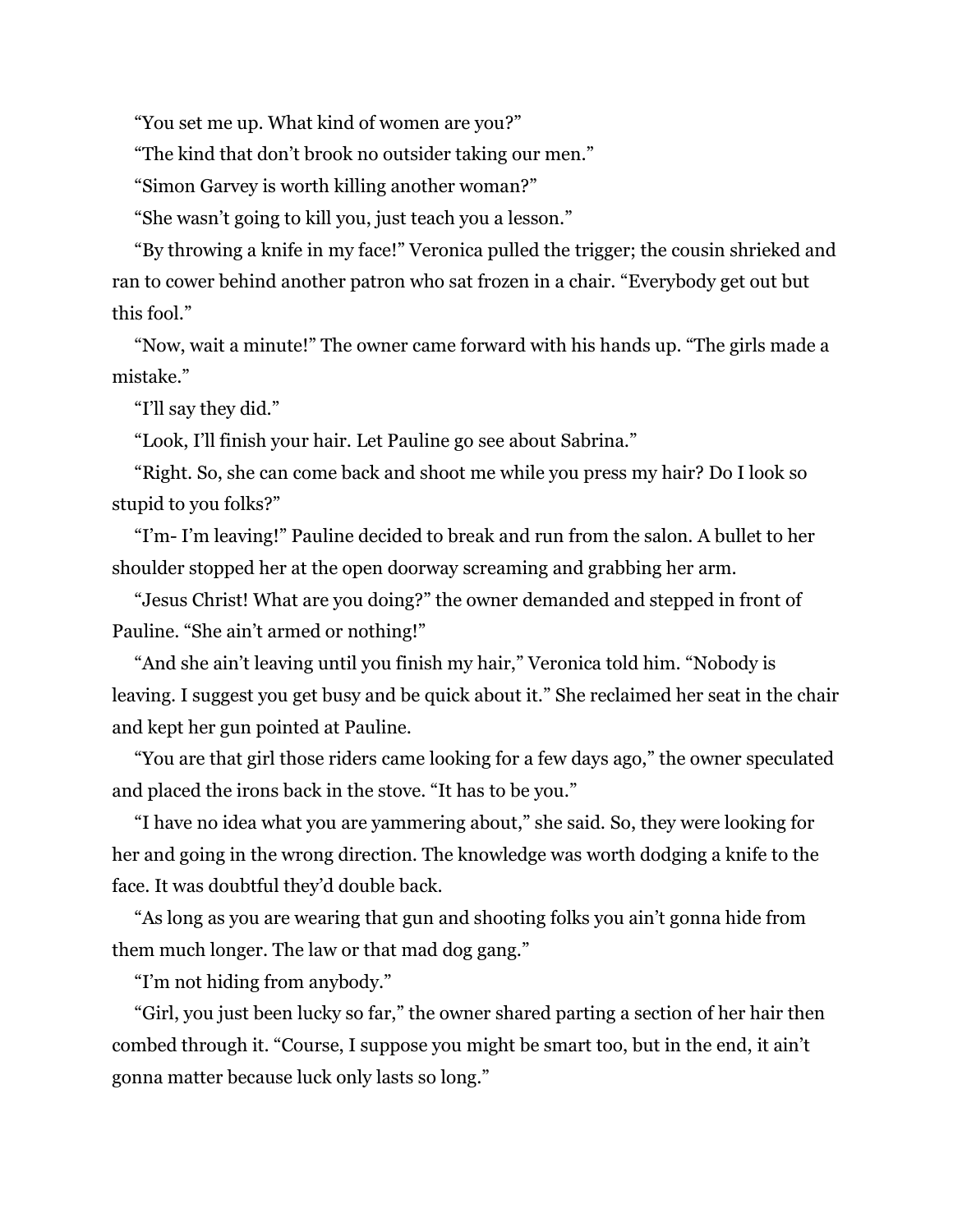"You set me up. What kind of women are you?"

"The kind that don't brook no outsider taking our men."

"Simon Garvey is worth killing another woman?"

"She wasn't going to kill you, just teach you a lesson."

"By throwing a knife in my face!" Veronica pulled the trigger; the cousin shrieked and ran to cower behind another patron who sat frozen in a chair. "Everybody get out but this fool."

"Now, wait a minute!" The owner came forward with his hands up. "The girls made a mistake."

"I'll say they did."

"Look, I'll finish your hair. Let Pauline go see about Sabrina."

"Right. So, she can come back and shoot me while you press my hair? Do I look so stupid to you folks?"

"I'm- I'm leaving!" Pauline decided to break and run from the salon. A bullet to her shoulder stopped her at the open doorway screaming and grabbing her arm.

"Jesus Christ! What are you doing?" the owner demanded and stepped in front of Pauline. "She ain't armed or nothing!"

"And she ain't leaving until you finish my hair," Veronica told him. "Nobody is leaving. I suggest you get busy and be quick about it." She reclaimed her seat in the chair and kept her gun pointed at Pauline.

"You are that girl those riders came looking for a few days ago," the owner speculated and placed the irons back in the stove. "It has to be you."

"I have no idea what you are yammering about," she said. So, they were looking for her and going in the wrong direction. The knowledge was worth dodging a knife to the face. It was doubtful they'd double back.

"As long as you are wearing that gun and shooting folks you ain't gonna hide from them much longer. The law or that mad dog gang."

"I'm not hiding from anybody."

"Girl, you just been lucky so far," the owner shared parting a section of her hair then combed through it. "Course, I suppose you might be smart too, but in the end, it ain't gonna matter because luck only lasts so long."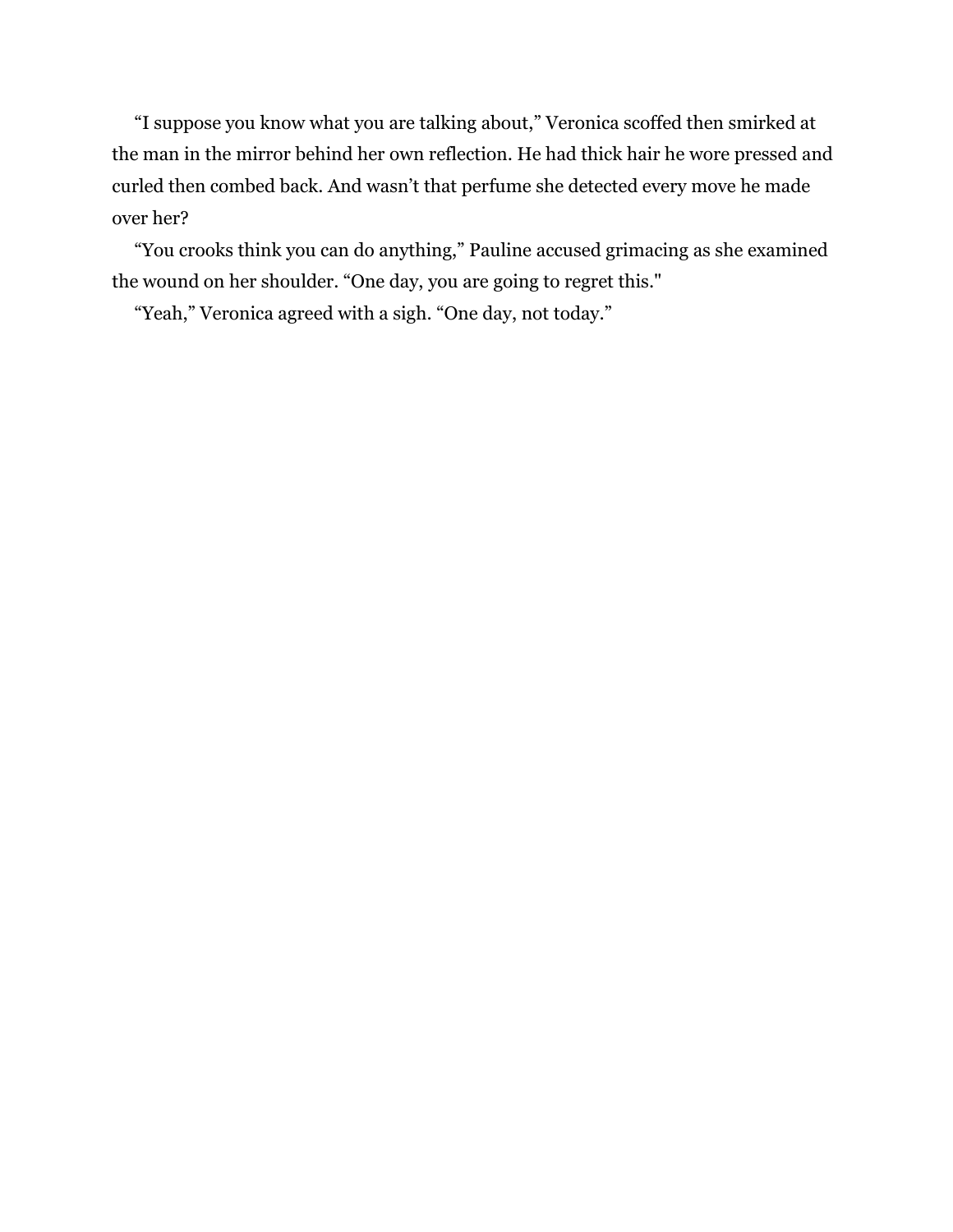“I suppose you know what you are talking about,” Veronica scoffed then smirked at the man in the mirror behind her own reflection. He had thick hair he wore pressed and curled then combed back. And wasn’t that perfume she detected every move he made over her?

“You crooks think you can do anything,” Pauline accused grimacing as she examined the wound on her shoulder. “One day, you are going to regret this."

“Yeah,” Veronica agreed with a sigh. “One day, not today.”